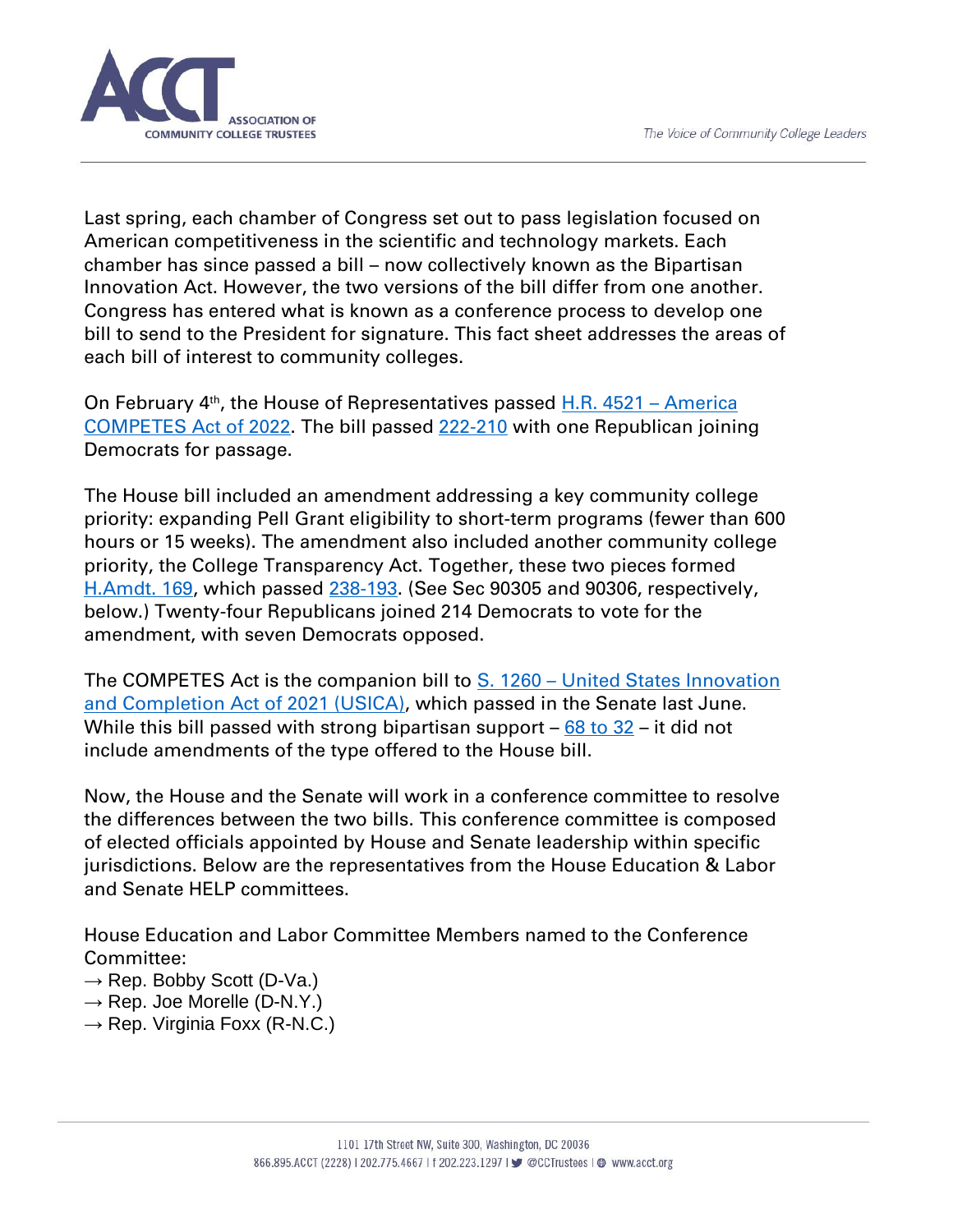Last spring, each chamber of Congress set out to pass legislation focused on American competitiveness in the scientific and technology markets. Each chamber has since passed a bill – now collectively known as the Bipartisan Innovation Act. However, the two versions of the bill differ from one another. Congress has entered what is known as a conference process to develop one bill to send to the President for signature. This fact sheet addresses the areas of each bill of interest to community colleges.

On February 4th, the House of Representatives passed [H.R. 4521 – America COMPETES Act of 2022]. The bill passed [222-210] with one Republican joining Democrats for passage.

The House bill included an amendment addressing a key community college priority: expanding Pell Grant eligibility to short-term programs (fewer than 600 hours or 15 weeks). The amendment also included another community college priority, the College Transparency Act. Together, these two pieces formed [H.Amdt. 169], which passed [238-193]. (See Sec 90305 and 90306, respectively, below.) Twenty-four Republicans joined 214 Democrats to vote for the amendment, with seven Democrats opposed.

The COMPETES Act is the companion bill to [S. 1260 – United States Innovation and Completion Act of 2021 (USICA)], which passed in the Senate last June. While this bill passed with strong bipartisan support – [68 to 32] – it did not include amendments of the type offered to the House bill.

Now, the House and the Senate will work in a conference committee to resolve the differences between the two bills. This conference committee is composed of elected officials appointed by House and Senate leadership within specific jurisdictions. Below are the representatives from the House Education & Labor and Senate HELP committees.

House Education and Labor Committee Members named to the Conference Committee:

→ Rep. Bobby Scott (D-Va.)
→ Rep. Joe Morelle (D-N.Y.)
→ Rep. Virginia Foxx (R-N.C.)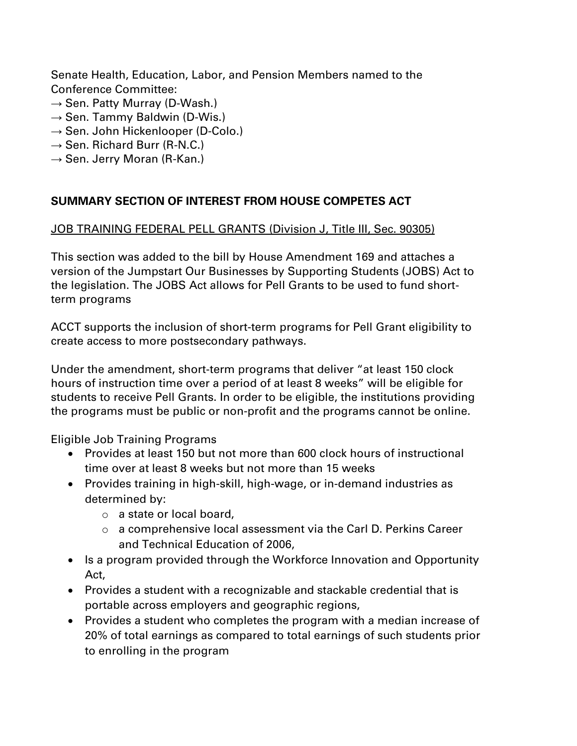Senate Health, Education, Labor, and Pension Members named to the Conference Committee:

→ Sen. Patty Murray (D-Wash.)
→ Sen. Tammy Baldwin (D-Wis.)
→ Sen. John Hickenlooper (D-Colo.)
→ Sen. Richard Burr (R-N.C.)
→ Sen. Jerry Moran (R-Kan.)

**SUMMARY SECTION OF INTEREST FROM HOUSE COMPETES ACT**

<u>JOB TRAINING FEDERAL PELL GRANTS (Division J, Title III, Sec. 90305)</u>

This section was added to the bill by House Amendment 169 and attaches a version of the Jumpstart Our Businesses by Supporting Students (JOBS) Act to the legislation. The JOBS Act allows for Pell Grants to be used to fund short-term programs

ACCT supports the inclusion of short-term programs for Pell Grant eligibility to create access to more postsecondary pathways.

Under the amendment, short-term programs that deliver "at least 150 clock hours of instruction time over a period of at least 8 weeks" will be eligible for students to receive Pell Grants. In order to be eligible, the institutions providing the programs must be public or non-profit and the programs cannot be online.

Eligible Job Training Programs

- Provides at least 150 but not more than 600 clock hours of instructional time over at least 8 weeks but not more than 15 weeks
- Provides training in high-skill, high-wage, or in-demand industries as determined by:
  - a state or local board,
  - a comprehensive local assessment via the Carl D. Perkins Career and Technical Education of 2006,
- Is a program provided through the Workforce Innovation and Opportunity Act,
- Provides a student with a recognizable and stackable credential that is portable across employers and geographic regions,
- Provides a student who completes the program with a median increase of 20% of total earnings as compared to total earnings of such students prior to enrolling in the program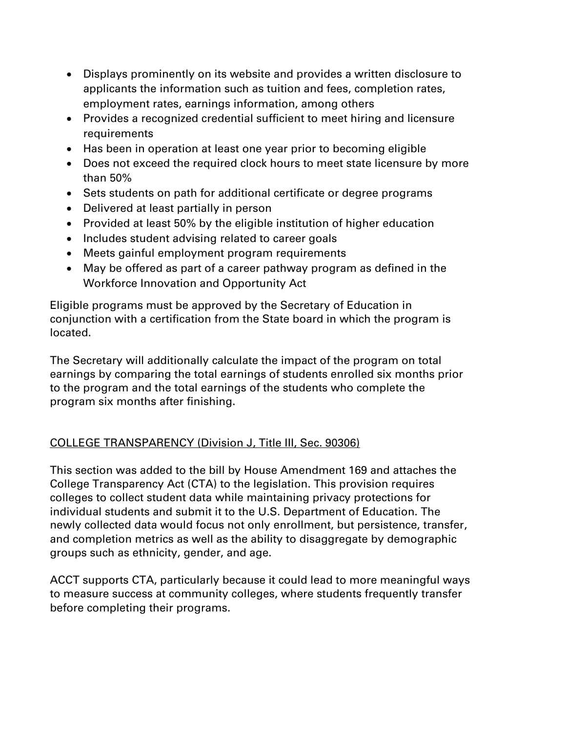- Displays prominently on its website and provides a written disclosure to applicants the information such as tuition and fees, completion rates, employment rates, earnings information, among others
- Provides a recognized credential sufficient to meet hiring and licensure requirements
- Has been in operation at least one year prior to becoming eligible
- Does not exceed the required clock hours to meet state licensure by more than 50%
- Sets students on path for additional certificate or degree programs
- Delivered at least partially in person
- Provided at least 50% by the eligible institution of higher education
- Includes student advising related to career goals
- Meets gainful employment program requirements
- May be offered as part of a career pathway program as defined in the Workforce Innovation and Opportunity Act

Eligible programs must be approved by the Secretary of Education in conjunction with a certification from the State board in which the program is located.

The Secretary will additionally calculate the impact of the program on total earnings by comparing the total earnings of students enrolled six months prior to the program and the total earnings of the students who complete the program six months after finishing.

<u>COLLEGE TRANSPARENCY (Division J, Title III, Sec. 90306)</u>

This section was added to the bill by House Amendment 169 and attaches the College Transparency Act (CTA) to the legislation. This provision requires colleges to collect student data while maintaining privacy protections for individual students and submit it to the U.S. Department of Education. The newly collected data would focus not only enrollment, but persistence, transfer, and completion metrics as well as the ability to disaggregate by demographic groups such as ethnicity, gender, and age.

ACCT supports CTA, particularly because it could lead to more meaningful ways to measure success at community colleges, where students frequently transfer before completing their programs.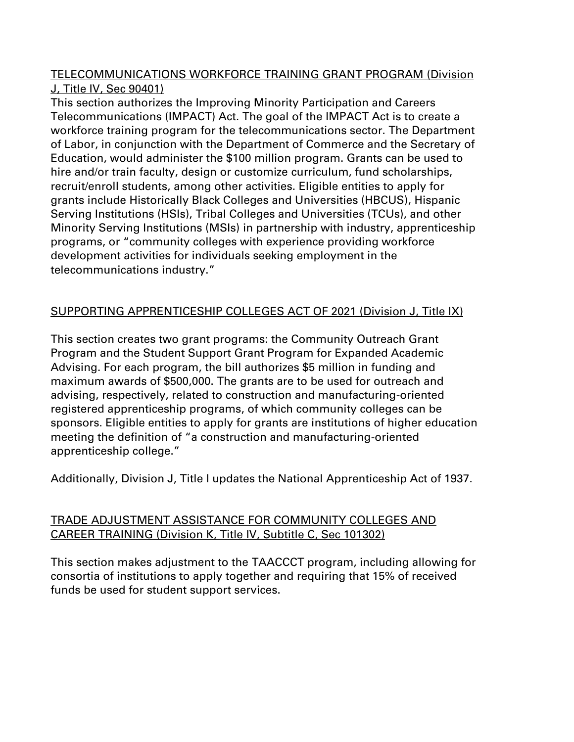<u>TELECOMMUNICATIONS WORKFORCE TRAINING GRANT PROGRAM (Division J, Title IV, Sec 90401)</u>

This section authorizes the Improving Minority Participation and Careers Telecommunications (IMPACT) Act. The goal of the IMPACT Act is to create a workforce training program for the telecommunications sector. The Department of Labor, in conjunction with the Department of Commerce and the Secretary of Education, would administer the $100 million program. Grants can be used to hire and/or train faculty, design or customize curriculum, fund scholarships, recruit/enroll students, among other activities. Eligible entities to apply for grants include Historically Black Colleges and Universities (HBCUS), Hispanic Serving Institutions (HSIs), Tribal Colleges and Universities (TCUs), and other Minority Serving Institutions (MSIs) in partnership with industry, apprenticeship programs, or "community colleges with experience providing workforce development activities for individuals seeking employment in the telecommunications industry."

<u>SUPPORTING APPRENTICESHIP COLLEGES ACT OF 2021 (Division J, Title IX)</u>

This section creates two grant programs: the Community Outreach Grant Program and the Student Support Grant Program for Expanded Academic Advising. For each program, the bill authorizes $5 million in funding and maximum awards of $500,000. The grants are to be used for outreach and advising, respectively, related to construction and manufacturing-oriented registered apprenticeship programs, of which community colleges can be sponsors. Eligible entities to apply for grants are institutions of higher education meeting the definition of "a construction and manufacturing-oriented apprenticeship college."

Additionally, Division J, Title I updates the National Apprenticeship Act of 1937.

<u>TRADE ADJUSTMENT ASSISTANCE FOR COMMUNITY COLLEGES AND CAREER TRAINING (Division K, Title IV, Subtitle C, Sec 101302)</u>

This section makes adjustment to the TAACCCT program, including allowing for consortia of institutions to apply together and requiring that 15% of received funds be used for student support services.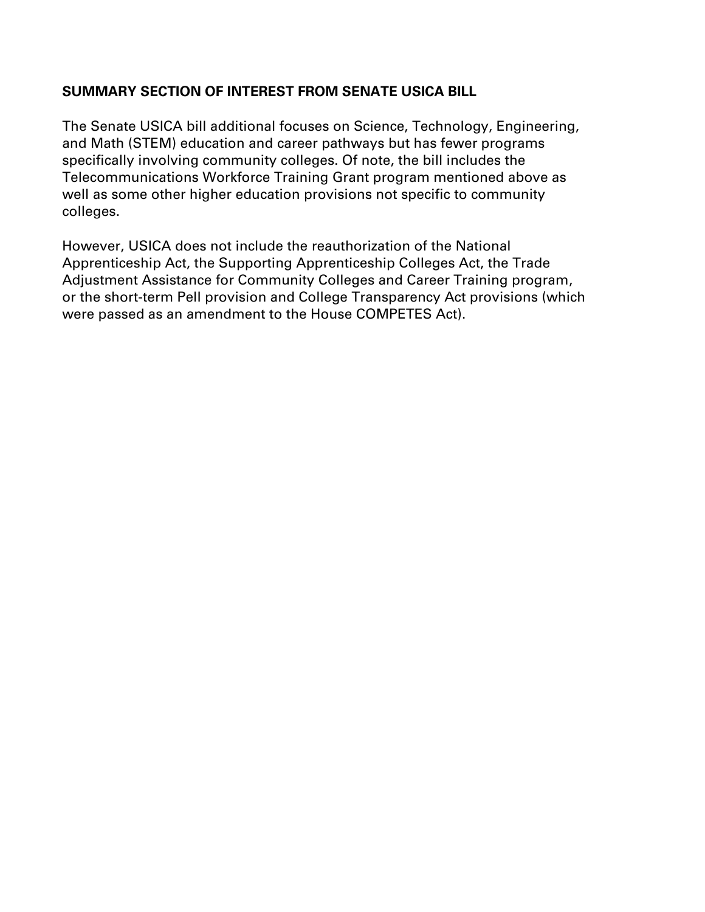**SUMMARY SECTION OF INTEREST FROM SENATE USICA BILL**

The Senate USICA bill additional focuses on Science, Technology, Engineering, and Math (STEM) education and career pathways but has fewer programs specifically involving community colleges. Of note, the bill includes the Telecommunications Workforce Training Grant program mentioned above as well as some other higher education provisions not specific to community colleges.

However, USICA does not include the reauthorization of the National Apprenticeship Act, the Supporting Apprenticeship Colleges Act, the Trade Adjustment Assistance for Community Colleges and Career Training program, or the short-term Pell provision and College Transparency Act provisions (which were passed as an amendment to the House COMPETES Act).